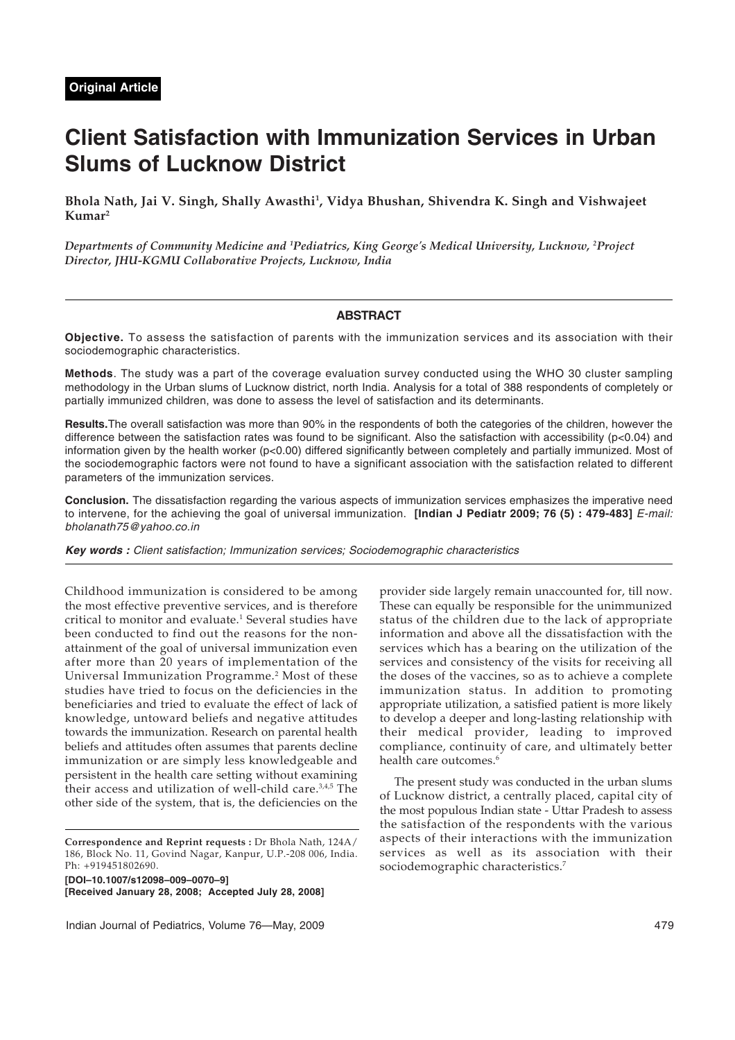**Original Article**

# Client Satisfaction with Immunization Services in Urban Slums of Lucknow District

**Bhola Nath, Jai V. Singh, Shally Awasthi[1], Vidya Bhushan, Shivendra K. Singh and Vishwajeet Kumar[2]**

*Departments of Community Medicine and [1]Pediatrics, King George's Medical University, Lucknow, [2]Project Director, JHU-KGMU Collaborative Projects, Lucknow, India*

## ABSTRACT

**Objective.** To assess the satisfaction of parents with the immunization services and its association with their sociodemographic characteristics.

**Methods**. The study was a part of the coverage evaluation survey conducted using the WHO 30 cluster sampling methodology in the Urban slums of Lucknow district, north India. Analysis for a total of 388 respondents of completely or partially immunized children, was done to assess the level of satisfaction and its determinants.

**Results.** The overall satisfaction was more than 90% in the respondents of both the categories of the children, however the difference between the satisfaction rates was found to be significant. Also the satisfaction with accessibility ($p<0.04$) and information given by the health worker ($p<0.00$) differed significantly between completely and partially immunized. Most of the sociodemographic factors were not found to have a significant association with the satisfaction related to different parameters of the immunization services.

**Conclusion.** The dissatisfaction regarding the various aspects of immunization services emphasizes the imperative need to intervene, for the achieving the goal of universal immunization. **[Indian J Pediatr 2009; 76 (5) : 479-483]** *E-mail: bholanath75@yahoo.co.in*

***Key words :** Client satisfaction; Immunization services; Sociodemographic characteristics*

Childhood immunization is considered to be among the most effective preventive services, and is therefore critical to monitor and evaluate.[1] Several studies have been conducted to find out the reasons for the non-attainment of the goal of universal immunization even after more than 20 years of implementation of the Universal Immunization Programme.[2] Most of these studies have tried to focus on the deficiencies in the beneficiaries and tried to evaluate the effect of lack of knowledge, untoward beliefs and negative attitudes towards the immunization. Research on parental health beliefs and attitudes often assumes that parents decline immunization or are simply less knowledgeable and persistent in the health care setting without examining their access and utilization of well-child care.[3,4,5] The other side of the system, that is, the deficiencies on the provider side largely remain unaccounted for, till now. These can equally be responsible for the unimmunized status of the children due to the lack of appropriate information and above all the dissatisfaction with the services which has a bearing on the utilization of the services and consistency of the visits for receiving all the doses of the vaccines, so as to achieve a complete immunization status. In addition to promoting appropriate utilization, a satisfied patient is more likely to develop a deeper and long-lasting relationship with their medical provider, leading to improved compliance, continuity of care, and ultimately better health care outcomes.[6]

The present study was conducted in the urban slums of Lucknow district, a centrally placed, capital city of the most populous Indian state - Uttar Pradesh to assess the satisfaction of the respondents with the various aspects of their interactions with the immunization services as well as its association with their sociodemographic characteristics.[7]

---

**Correspondence and Reprint requests :** Dr Bhola Nath, 124A/186, Block No. 11, Govind Nagar, Kanpur, U.P.-208 006, India. Ph: +919451802690.

**[DOI–10.1007/s12098–009–0070–9]**
**[Received January 28, 2008; Accepted July 28, 2008]**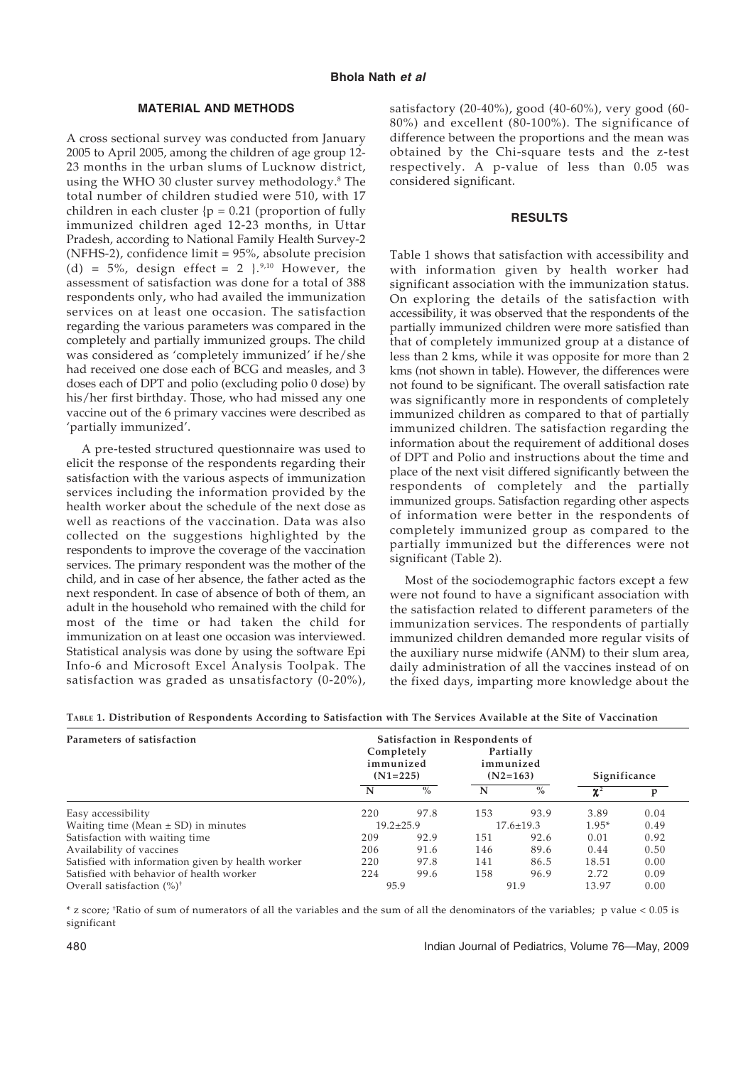## MATERIAL AND METHODS

A cross sectional survey was conducted from January 2005 to April 2005, among the children of age group 12-23 months in the urban slums of Lucknow district, using the WHO 30 cluster survey methodology.[8] The total number of children studied were 510, with 17 children in each cluster {p = 0.21 (proportion of fully immunized children aged 12-23 months, in Uttar Pradesh, according to National Family Health Survey-2 (NFHS-2), confidence limit = 95%, absolute precision (d) = 5%, design effect = 2 }.[9,10] However, the assessment of satisfaction was done for a total of 388 respondents only, who had availed the immunization services on at least one occasion. The satisfaction regarding the various parameters was compared in the completely and partially immunized groups. The child was considered as 'completely immunized' if he/she had received one dose each of BCG and measles, and 3 doses each of DPT and polio (excluding polio 0 dose) by his/her first birthday. Those, who had missed any one vaccine out of the 6 primary vaccines were described as 'partially immunized'.

A pre-tested structured questionnaire was used to elicit the response of the respondents regarding their satisfaction with the various aspects of immunization services including the information provided by the health worker about the schedule of the next dose as well as reactions of the vaccination. Data was also collected on the suggestions highlighted by the respondents to improve the coverage of the vaccination services. The primary respondent was the mother of the child, and in case of her absence, the father acted as the next respondent. In case of absence of both of them, an adult in the household who remained with the child for most of the time or had taken the child for immunization on at least one occasion was interviewed. Statistical analysis was done by using the software Epi Info-6 and Microsoft Excel Analysis Toolpak. The satisfaction was graded as unsatisfactory (0-20%), satisfactory (20-40%), good (40-60%), very good (60-80%) and excellent (80-100%). The significance of difference between the proportions and the mean was obtained by the Chi-square tests and the z-test respectively. A p-value of less than 0.05 was considered significant.

## RESULTS

Table 1 shows that satisfaction with accessibility and with information given by health worker had significant association with the immunization status. On exploring the details of the satisfaction with accessibility, it was observed that the respondents of the partially immunized children were more satisfied than that of completely immunized group at a distance of less than 2 kms, while it was opposite for more than 2 kms (not shown in table). However, the differences were not found to be significant. The overall satisfaction rate was significantly more in respondents of completely immunized children as compared to that of partially immunized children. The satisfaction regarding the information about the requirement of additional doses of DPT and Polio and instructions about the time and place of the next visit differed significantly between the respondents of completely and the partially immunized groups. Satisfaction regarding other aspects of information were better in the respondents of completely immunized group as compared to the partially immunized but the differences were not significant (Table 2).

Most of the sociodemographic factors except a few were not found to have a significant association with the satisfaction related to different parameters of the immunization services. The respondents of partially immunized children demanded more regular visits of the auxiliary nurse midwife (ANM) to their slum area, daily administration of all the vaccines instead of on the fixed days, imparting more knowledge about the

**TABLE 1. Distribution of Respondents According to Satisfaction with The Services Available at the Site of Vaccination**

| Parameters of satisfaction | Satisfaction in Respondents of | | | | | |
|---|---|---|---|---|---|---|
| | Completely immunized (N1=225) | | Partially immunized (N2=163) | | Significance | |
| | N | % | N | % | $\chi^2$ | p |
| Easy accessibility | 220 | 97.8 | 153 | 93.9 | 3.89 | 0.04 |
| Waiting time (Mean ± SD) in minutes | 19.2±25.9 | | 17.6±19.3 | | 1.95* | 0.49 |
| Satisfaction with waiting time | 209 | 92.9 | 151 | 92.6 | 0.01 | 0.92 |
| Availability of vaccines | 206 | 91.6 | 146 | 89.6 | 0.44 | 0.50 |
| Satisfied with information given by health worker | 220 | 97.8 | 141 | 86.5 | 18.51 | 0.00 |
| Satisfied with behavior of health worker | 224 | 99.6 | 158 | 96.9 | 2.72 | 0.09 |
| Overall satisfaction (%)[†] | 95.9 | | 91.9 | | 13.97 | 0.00 |

* z score; [†]Ratio of sum of numerators of all the variables and the sum of all the denominators of the variables; p value < 0.05 is significant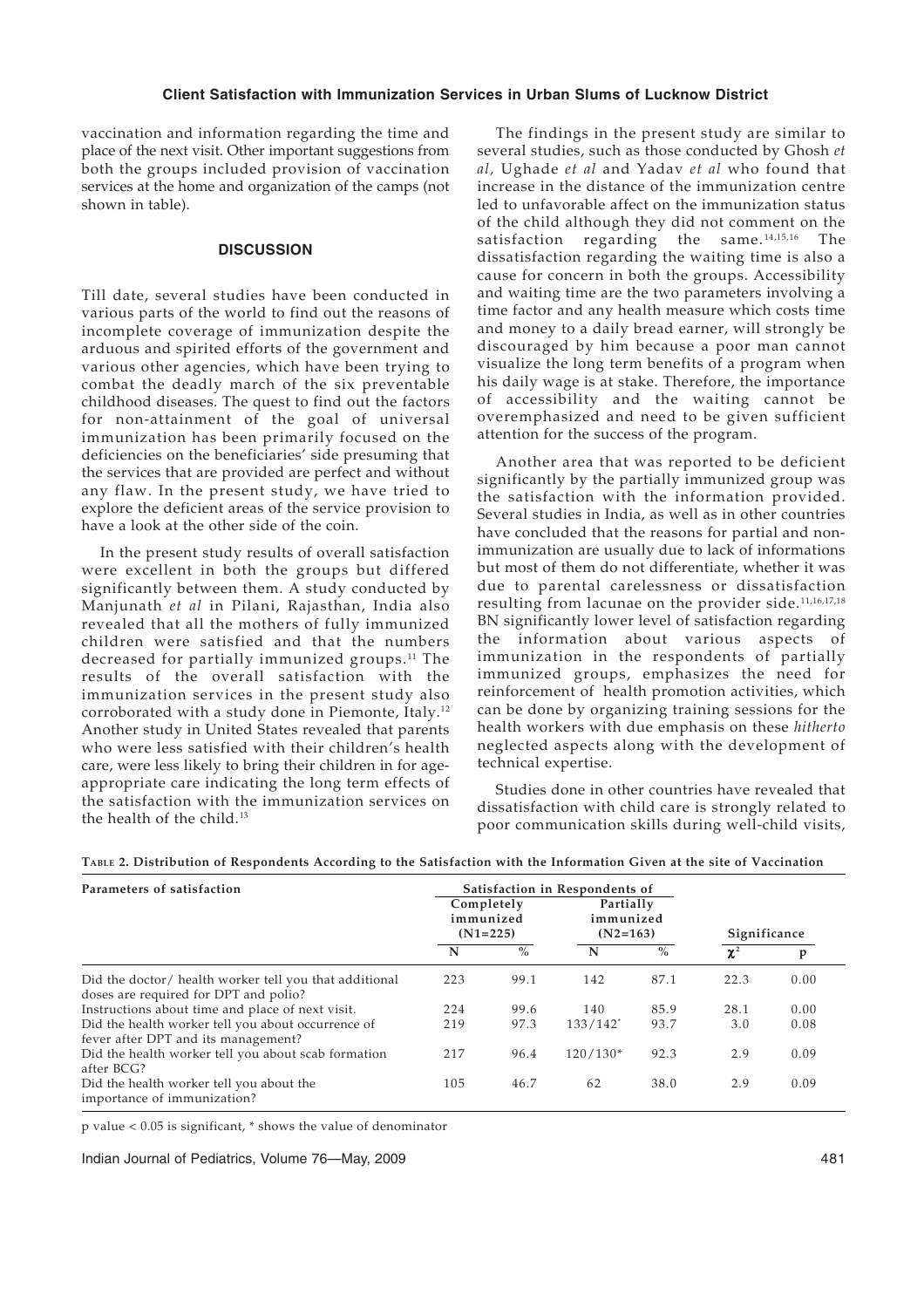vaccination and information regarding the time and place of the next visit. Other important suggestions from both the groups included provision of vaccination services at the home and organization of the camps (not shown in table).

## DISCUSSION

Till date, several studies have been conducted in various parts of the world to find out the reasons of incomplete coverage of immunization despite the arduous and spirited efforts of the government and various other agencies, which have been trying to combat the deadly march of the six preventable childhood diseases. The quest to find out the factors for non-attainment of the goal of universal immunization has been primarily focused on the deficiencies on the beneficiaries' side presuming that the services that are provided are perfect and without any flaw. In the present study, we have tried to explore the deficient areas of the service provision to have a look at the other side of the coin.

In the present study results of overall satisfaction were excellent in both the groups but differed significantly between them. A study conducted by Manjunath *et al* in Pilani, Rajasthan, India also revealed that all the mothers of fully immunized children were satisfied and that the numbers decreased for partially immunized groups.[11] The results of the overall satisfaction with the immunization services in the present study also corroborated with a study done in Piemonte, Italy.[12] Another study in United States revealed that parents who were less satisfied with their children's health care, were less likely to bring their children in for age-appropriate care indicating the long term effects of the satisfaction with the immunization services on the health of the child.[13]

The findings in the present study are similar to several studies, such as those conducted by Ghosh *et al*, Ughade *et al* and Yadav *et al* who found that increase in the distance of the immunization centre led to unfavorable affect on the immunization status of the child although they did not comment on the satisfaction regarding the same.[14,15,16] The dissatisfaction regarding the waiting time is also a cause for concern in both the groups. Accessibility and waiting time are the two parameters involving a time factor and any health measure which costs time and money to a daily bread earner, will strongly be discouraged by him because a poor man cannot visualize the long term benefits of a program when his daily wage is at stake. Therefore, the importance of accessibility and the waiting cannot be overemphasized and need to be given sufficient attention for the success of the program.

Another area that was reported to be deficient significantly by the partially immunized group was the satisfaction with the information provided. Several studies in India, as well as in other countries have concluded that the reasons for partial and non-immunization are usually due to lack of informations but most of them do not differentiate, whether it was due to parental carelessness or dissatisfaction resulting from lacunae on the provider side.[11,16,17,18] BN significantly lower level of satisfaction regarding the information about various aspects of immunization in the respondents of partially immunized groups, emphasizes the need for reinforcement of health promotion activities, which can be done by organizing training sessions for the health workers with due emphasis on these *hitherto* neglected aspects along with the development of technical expertise.

Studies done in other countries have revealed that dissatisfaction with child care is strongly related to poor communication skills during well-child visits,

**TABLE 2. Distribution of Respondents According to the Satisfaction with the Information Given at the site of Vaccination**

| Parameters of satisfaction | Satisfaction in Respondents of | | | | | |
|---|---|---|---|---|---|---|
| | Completely immunized (N1=225) | | Partially immunized (N2=163) | | Significance | |
| | N | % | N | % | $\chi^2$ | p |
| Did the doctor/ health worker tell you that additional doses are required for DPT and polio? | 223 | 99.1 | 142 | 87.1 | 22.3 | 0.00 |
| Instructions about time and place of next visit. | 224 | 99.6 | 140 | 85.9 | 28.1 | 0.00 |
| Did the health worker tell you about occurrence of fever after DPT and its management? | 219 | 97.3 | 133/142* | 93.7 | 3.0 | 0.08 |
| Did the health worker tell you about scab formation after BCG? | 217 | 96.4 | 120/130* | 92.3 | 2.9 | 0.09 |
| Did the health worker tell you about the importance of immunization? | 105 | 46.7 | 62 | 38.0 | 2.9 | 0.09 |

p value < 0.05 is significant, * shows the value of denominator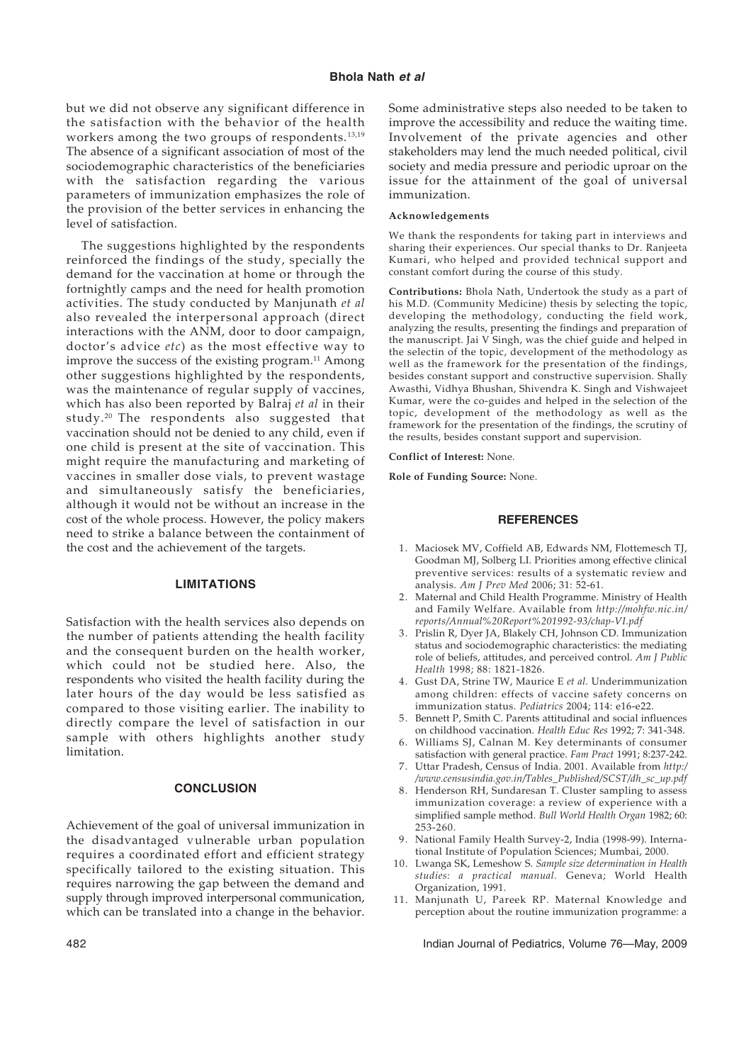but we did not observe any significant difference in the satisfaction with the behavior of the health workers among the two groups of respondents.[13,19] The absence of a significant association of most of the sociodemographic characteristics of the beneficiaries with the satisfaction regarding the various parameters of immunization emphasizes the role of the provision of the better services in enhancing the level of satisfaction.

The suggestions highlighted by the respondents reinforced the findings of the study, specially the demand for the vaccination at home or through the fortnightly camps and the need for health promotion activities. The study conducted by Manjunath *et al* also revealed the interpersonal approach (direct interactions with the ANM, door to door campaign, doctor's advice *etc*) as the most effective way to improve the success of the existing program.[11] Among other suggestions highlighted by the respondents, was the maintenance of regular supply of vaccines, which has also been reported by Balraj *et al* in their study.[20] The respondents also suggested that vaccination should not be denied to any child, even if one child is present at the site of vaccination. This might require the manufacturing and marketing of vaccines in smaller dose vials, to prevent wastage and simultaneously satisfy the beneficiaries, although it would not be without an increase in the cost of the whole process. However, the policy makers need to strike a balance between the containment of the cost and the achievement of the targets.

## LIMITATIONS

Satisfaction with the health services also depends on the number of patients attending the health facility and the consequent burden on the health worker, which could not be studied here. Also, the respondents who visited the health facility during the later hours of the day would be less satisfied as compared to those visiting earlier. The inability to directly compare the level of satisfaction in our sample with others highlights another study limitation.

## CONCLUSION

Achievement of the goal of universal immunization in the disadvantaged vulnerable urban population requires a coordinated effort and efficient strategy specifically tailored to the existing situation. This requires narrowing the gap between the demand and supply through improved interpersonal communication, which can be translated into a change in the behavior. Some administrative steps also needed to be taken to improve the accessibility and reduce the waiting time. Involvement of the private agencies and other stakeholders may lend the much needed political, civil society and media pressure and periodic uproar on the issue for the attainment of the goal of universal immunization.

**Acknowledgements**

We thank the respondents for taking part in interviews and sharing their experiences. Our special thanks to Dr. Ranjeeta Kumari, who helped and provided technical support and constant comfort during the course of this study.

**Contributions:** Bhola Nath, Undertook the study as a part of his M.D. (Community Medicine) thesis by selecting the topic, developing the methodology, conducting the field work, analyzing the results, presenting the findings and preparation of the manuscript. Jai V Singh, was the chief guide and helped in the selectin of the topic, development of the methodology as well as the framework for the presentation of the findings, besides constant support and constructive supervision. Shally Awasthi, Vidhya Bhushan, Shivendra K. Singh and Vishwajeet Kumar, were the co-guides and helped in the selection of the topic, development of the methodology as well as the framework for the presentation of the findings, the scrutiny of the results, besides constant support and supervision.

**Conflict of Interest:** None.

**Role of Funding Source:** None.

## REFERENCES

1. Maciosek MV, Coffield AB, Edwards NM, Flottemesch TJ, Goodman MJ, Solberg LI. Priorities among effective clinical preventive services: results of a systematic review and analysis. *Am J Prev Med* 2006; 31: 52-61.
2. Maternal and Child Health Programme. Ministry of Health and Family Welfare. Available from *http://mohfw.nic.in/reports/Annual%20Report%201992-93/chap-VI.pdf*
3. Prislin R, Dyer JA, Blakely CH, Johnson CD. Immunization status and sociodemographic characteristics: the mediating role of beliefs, attitudes, and perceived control. *Am J Public Health* 1998; 88: 1821-1826.
4. Gust DA, Strine TW, Maurice E *et al.* Underimmunization among children: effects of vaccine safety concerns on immunization status. *Pediatrics* 2004; 114: e16-e22.
5. Bennett P, Smith C. Parents attitudinal and social influences on childhood vaccination. *Health Educ Res* 1992; 7: 341-348.
6. Williams SJ, Calnan M. Key determinants of consumer satisfaction with general practice. *Fam Pract* 1991; 8:237-242.
7. Uttar Pradesh, Census of India. 2001. Available from *http://www.censusindia.gov.in/Tables_Published/SCST/dh_sc_up.pdf*
8. Henderson RH, Sundaresan T. Cluster sampling to assess immunization coverage: a review of experience with a simplified sample method. *Bull World Health Organ* 1982; 60: 253-260.
9. National Family Health Survey-2, India (1998-99). International Institute of Population Sciences; Mumbai, 2000.
10. Lwanga SK, Lemeshow S. *Sample size determination in Health studies: a practical manual*. Geneva; World Health Organization, 1991.
11. Manjunath U, Pareek RP. Maternal Knowledge and perception about the routine immunization programme: a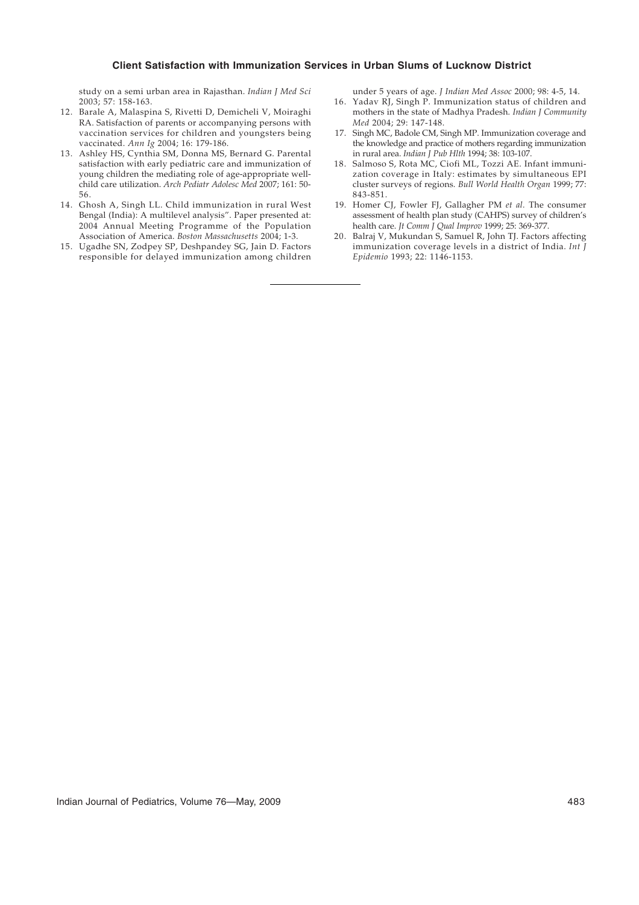study on a semi urban area in Rajasthan. *Indian J Med Sci* 2003; 57: 158-163.

12. Barale A, Malaspina S, Rivetti D, Demicheli V, Moiraghi RA. Satisfaction of parents or accompanying persons with vaccination services for children and youngsters being vaccinated. *Ann Ig* 2004; 16: 179-186.
13. Ashley HS, Cynthia SM, Donna MS, Bernard G. Parental satisfaction with early pediatric care and immunization of young children the mediating role of age-appropriate well-child care utilization. *Arch Pediatr Adolesc Med* 2007; 161: 50-56.
14. Ghosh A, Singh LL. Child immunization in rural West Bengal (India): A multilevel analysis". Paper presented at: 2004 Annual Meeting Programme of the Population Association of America. *Boston Massachusetts* 2004; 1-3.
15. Ugadhe SN, Zodpey SP, Deshpandey SG, Jain D. Factors responsible for delayed immunization among children under 5 years of age. *J Indian Med Assoc* 2000; 98: 4-5, 14.
16. Yadav RJ, Singh P. Immunization status of children and mothers in the state of Madhya Pradesh. *Indian J Community Med* 2004; 29: 147-148.
17. Singh MC, Badole CM, Singh MP. Immunization coverage and the knowledge and practice of mothers regarding immunization in rural area. *Indian J Pub Hlth* 1994; 38: 103-107.
18. Salmoso S, Rota MC, Ciofi ML, Tozzi AE. Infant immunization coverage in Italy: estimates by simultaneous EPI cluster surveys of regions. *Bull World Health Organ* 1999; 77: 843-851.
19. Homer CJ, Fowler FJ, Gallagher PM *et al*. The consumer assessment of health plan study (CAHPS) survey of children's health care. *Jt Comm J Qual Improv* 1999; 25: 369-377.
20. Balraj V, Mukundan S, Samuel R, John TJ. Factors affecting immunization coverage levels in a district of India. *Int J Epidemio* 1993; 22: 1146-1153.